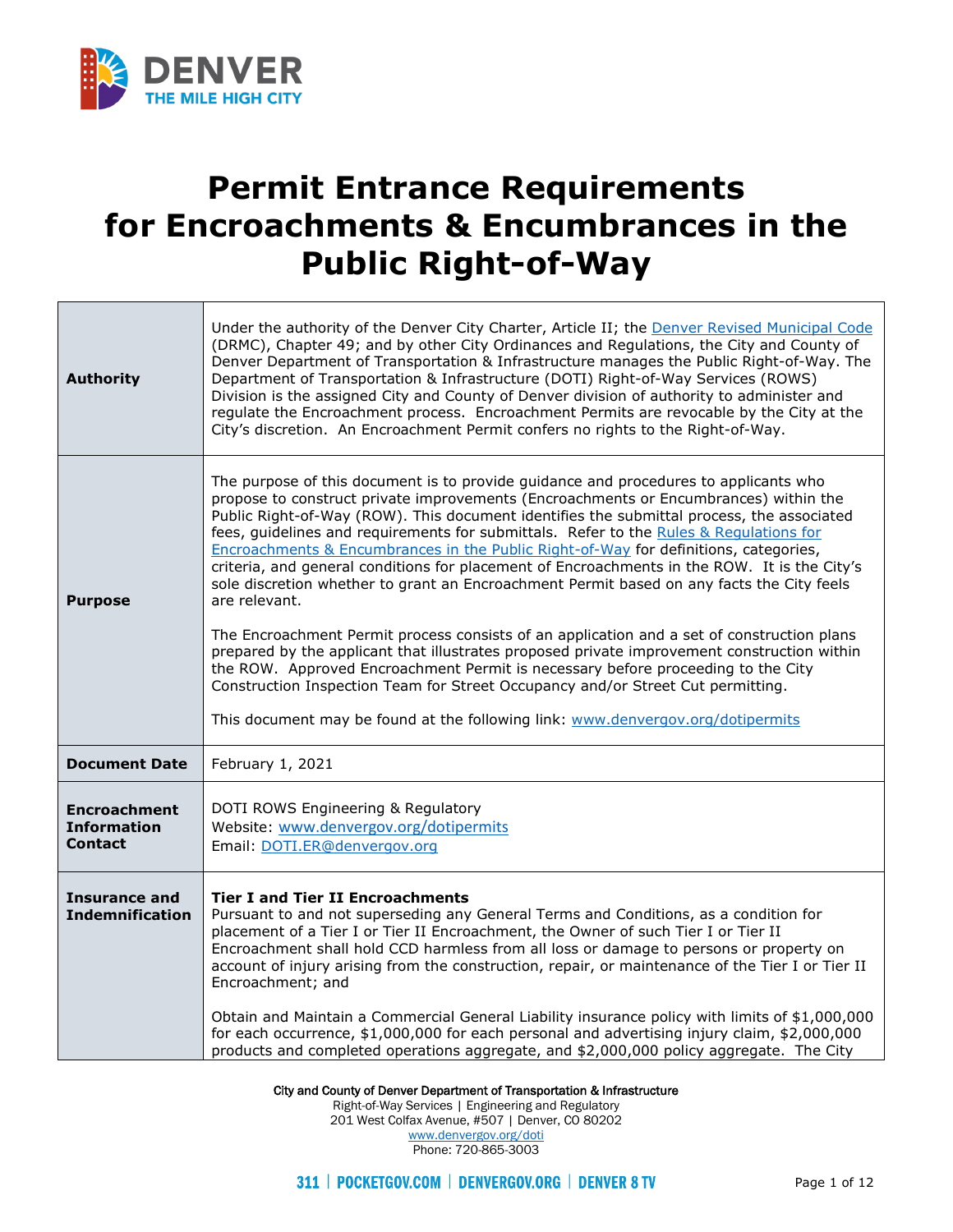# Permit Entrance Requirements for Encroachments & Encumbrances in the Public Right-of-Way

| | |
|---|---|
| **Authority** | Under the authority of the Denver City Charter, Article II; the Denver Revised Municipal Code (DRMC), Chapter 49; and by other City Ordinances and Regulations, the City and County of Denver Department of Transportation & Infrastructure manages the Public Right-of-Way. The Department of Transportation & Infrastructure (DOTI) Right-of-Way Services (ROWS) Division is the assigned City and County of Denver division of authority to administer and regulate the Encroachment process. Encroachment Permits are revocable by the City at the City's discretion. An Encroachment Permit confers no rights to the Right-of-Way. |
| **Purpose** | The purpose of this document is to provide guidance and procedures to applicants who propose to construct private improvements (Encroachments or Encumbrances) within the Public Right-of-Way (ROW). This document identifies the submittal process, the associated fees, guidelines and requirements for submittals. Refer to the Rules & Regulations for Encroachments & Encumbrances in the Public Right-of-Way for definitions, categories, criteria, and general conditions for placement of Encroachments in the ROW. It is the City's sole discretion whether to grant an Encroachment Permit based on any facts the City feels are relevant.<br><br>The Encroachment Permit process consists of an application and a set of construction plans prepared by the applicant that illustrates proposed private improvement construction within the ROW. Approved Encroachment Permit is necessary before proceeding to the City Construction Inspection Team for Street Occupancy and/or Street Cut permitting.<br><br>This document may be found at the following link: www.denvergov.org/dotipermits |
| **Document Date** | February 1, 2021 |
| **Encroachment Information Contact** | DOTI ROWS Engineering & Regulatory<br>Website: www.denvergov.org/dotipermits<br>Email: DOTI.ER@denvergov.org |
| **Insurance and Indemnification** | **Tier I and Tier II Encroachments**<br>Pursuant to and not superseding any General Terms and Conditions, as a condition for placement of a Tier I or Tier II Encroachment, the Owner of such Tier I or Tier II Encroachment shall hold CCD harmless from all loss or damage to persons or property on account of injury arising from the construction, repair, or maintenance of the Tier I or Tier II Encroachment; and<br><br>Obtain and Maintain a Commercial General Liability insurance policy with limits of $1,000,000 for each occurrence, $1,000,000 for each personal and advertising injury claim, $2,000,000 products and completed operations aggregate, and $2,000,000 policy aggregate. The City |

City and County of Denver Department of Transportation & Infrastructure
Right-of-Way Services | Engineering and Regulatory
201 West Colfax Avenue, #507 | Denver, CO 80202
www.denvergov.org/doti
Phone: 720-865-3003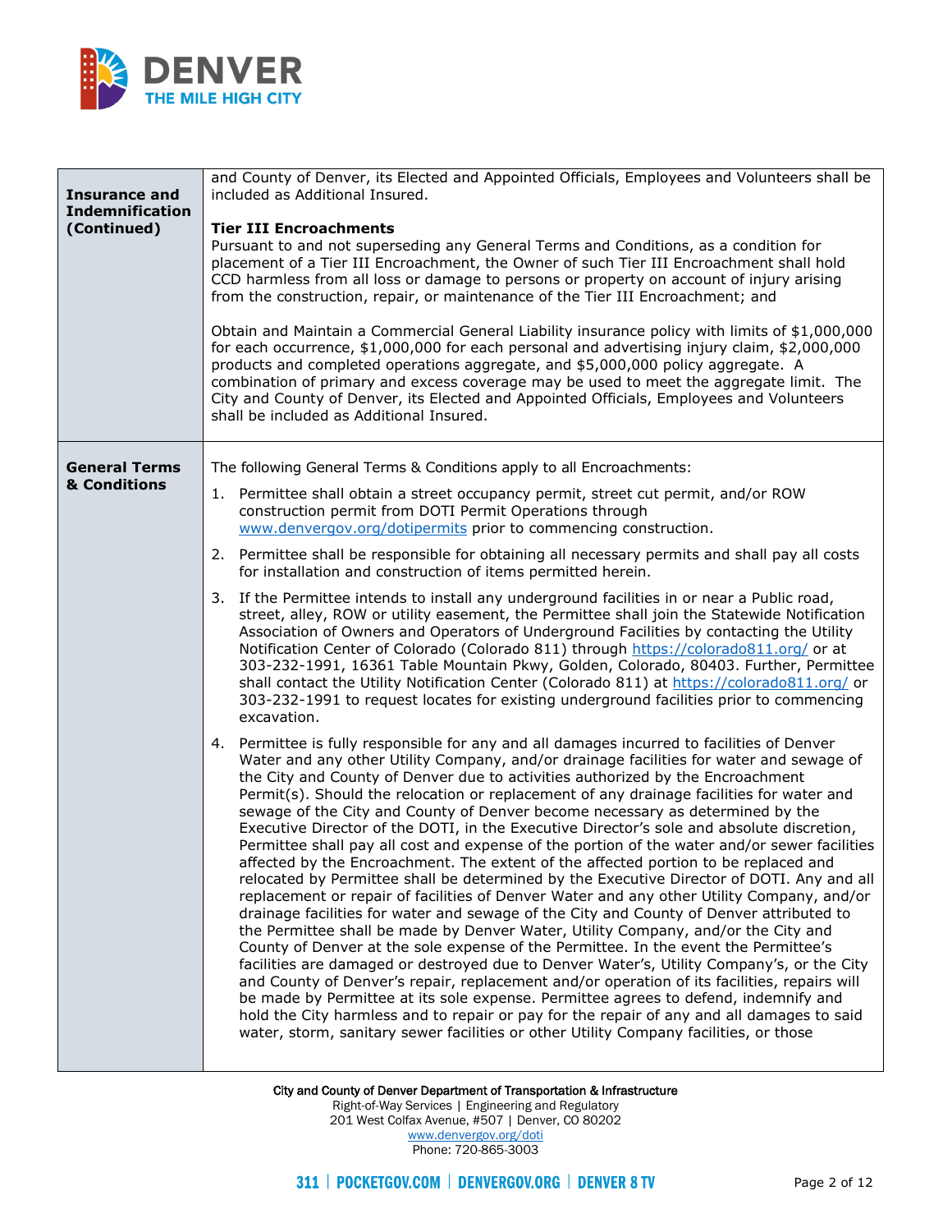| | |
|---|---|
| **Insurance and Indemnification (Continued)** | and County of Denver, its Elected and Appointed Officials, Employees and Volunteers shall be included as Additional Insured.<br><br>**Tier III Encroachments**<br>Pursuant to and not superseding any General Terms and Conditions, as a condition for placement of a Tier III Encroachment, the Owner of such Tier III Encroachment shall hold CCD harmless from all loss or damage to persons or property on account of injury arising from the construction, repair, or maintenance of the Tier III Encroachment; and<br><br>Obtain and Maintain a Commercial General Liability insurance policy with limits of $1,000,000 for each occurrence, $1,000,000 for each personal and advertising injury claim, $2,000,000 products and completed operations aggregate, and $5,000,000 policy aggregate. A combination of primary and excess coverage may be used to meet the aggregate limit. The City and County of Denver, its Elected and Appointed Officials, Employees and Volunteers shall be included as Additional Insured. |
| **General Terms & Conditions** | The following General Terms & Conditions apply to all Encroachments:<br><br>1. Permittee shall obtain a street occupancy permit, street cut permit, and/or ROW construction permit from DOTI Permit Operations through www.denvergov.org/dotipermits prior to commencing construction.<br><br>2. Permittee shall be responsible for obtaining all necessary permits and shall pay all costs for installation and construction of items permitted herein.<br><br>3. If the Permittee intends to install any underground facilities in or near a Public road, street, alley, ROW or utility easement, the Permittee shall join the Statewide Notification Association of Owners and Operators of Underground Facilities by contacting the Utility Notification Center of Colorado (Colorado 811) through https://colorado811.org/ or at 303-232-1991, 16361 Table Mountain Pkwy, Golden, Colorado, 80403. Further, Permittee shall contact the Utility Notification Center (Colorado 811) at https://colorado811.org/ or 303-232-1991 to request locates for existing underground facilities prior to commencing excavation.<br><br>4. Permittee is fully responsible for any and all damages incurred to facilities of Denver Water and any other Utility Company, and/or drainage facilities for water and sewage of the City and County of Denver due to activities authorized by the Encroachment Permit(s). Should the relocation or replacement of any drainage facilities for water and sewage of the City and County of Denver become necessary as determined by the Executive Director of the DOTI, in the Executive Director's sole and absolute discretion, Permittee shall pay all cost and expense of the portion of the water and/or sewer facilities affected by the Encroachment. The extent of the affected portion to be replaced and relocated by Permittee shall be determined by the Executive Director of DOTI. Any and all replacement or repair of facilities of Denver Water and any other Utility Company, and/or drainage facilities for water and sewage of the City and County of Denver attributed to the Permittee shall be made by Denver Water, Utility Company, and/or the City and County of Denver at the sole expense of the Permittee. In the event the Permittee's facilities are damaged or destroyed due to Denver Water's, Utility Company's, or the City and County of Denver's repair, replacement and/or operation of its facilities, repairs will be made by Permittee at its sole expense. Permittee agrees to defend, indemnify and hold the City harmless and to repair or pay for the repair of any and all damages to said water, storm, sanitary sewer facilities or other Utility Company facilities, or those |

City and County of Denver Department of Transportation & Infrastructure
Right-of-Way Services | Engineering and Regulatory
201 West Colfax Avenue, #507 | Denver, CO 80202
www.denvergov.org/doti
Phone: 720-865-3003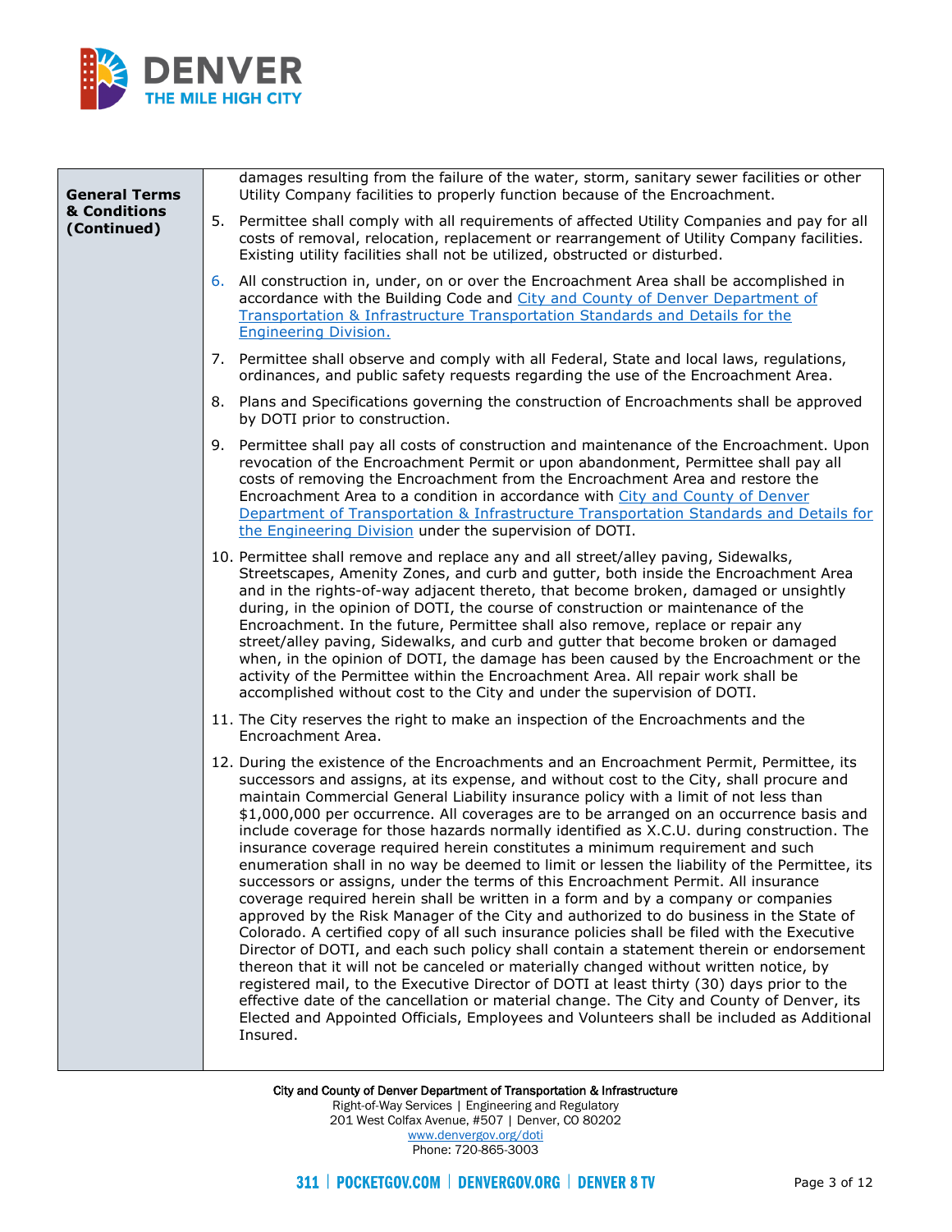**General Terms & Conditions (Continued)**

damages resulting from the failure of the water, storm, sanitary sewer facilities or other Utility Company facilities to properly function because of the Encroachment.

5. Permittee shall comply with all requirements of affected Utility Companies and pay for all costs of removal, relocation, replacement or rearrangement of Utility Company facilities. Existing utility facilities shall not be utilized, obstructed or disturbed.
6. All construction in, under, on or over the Encroachment Area shall be accomplished in accordance with the Building Code and City and County of Denver Department of Transportation & Infrastructure Transportation Standards and Details for the Engineering Division.
7. Permittee shall observe and comply with all Federal, State and local laws, regulations, ordinances, and public safety requests regarding the use of the Encroachment Area.
8. Plans and Specifications governing the construction of Encroachments shall be approved by DOTI prior to construction.
9. Permittee shall pay all costs of construction and maintenance of the Encroachment. Upon revocation of the Encroachment Permit or upon abandonment, Permittee shall pay all costs of removing the Encroachment from the Encroachment Area and restore the Encroachment Area to a condition in accordance with City and County of Denver Department of Transportation & Infrastructure Transportation Standards and Details for the Engineering Division under the supervision of DOTI.
10. Permittee shall remove and replace any and all street/alley paving, Sidewalks, Streetscapes, Amenity Zones, and curb and gutter, both inside the Encroachment Area and in the rights-of-way adjacent thereto, that become broken, damaged or unsightly during, in the opinion of DOTI, the course of construction or maintenance of the Encroachment. In the future, Permittee shall also remove, replace or repair any street/alley paving, Sidewalks, and curb and gutter that become broken or damaged when, in the opinion of DOTI, the damage has been caused by the Encroachment or the activity of the Permittee within the Encroachment Area. All repair work shall be accomplished without cost to the City and under the supervision of DOTI.
11. The City reserves the right to make an inspection of the Encroachments and the Encroachment Area.
12. During the existence of the Encroachments and an Encroachment Permit, Permittee, its successors and assigns, at its expense, and without cost to the City, shall procure and maintain Commercial General Liability insurance policy with a limit of not less than $1,000,000 per occurrence. All coverages are to be arranged on an occurrence basis and include coverage for those hazards normally identified as X.C.U. during construction. The insurance coverage required herein constitutes a minimum requirement and such enumeration shall in no way be deemed to limit or lessen the liability of the Permittee, its successors or assigns, under the terms of this Encroachment Permit. All insurance coverage required herein shall be written in a form and by a company or companies approved by the Risk Manager of the City and authorized to do business in the State of Colorado. A certified copy of all such insurance policies shall be filed with the Executive Director of DOTI, and each such policy shall contain a statement therein or endorsement thereon that it will not be canceled or materially changed without written notice, by registered mail, to the Executive Director of DOTI at least thirty (30) days prior to the effective date of the cancellation or material change. The City and County of Denver, its Elected and Appointed Officials, Employees and Volunteers shall be included as Additional Insured.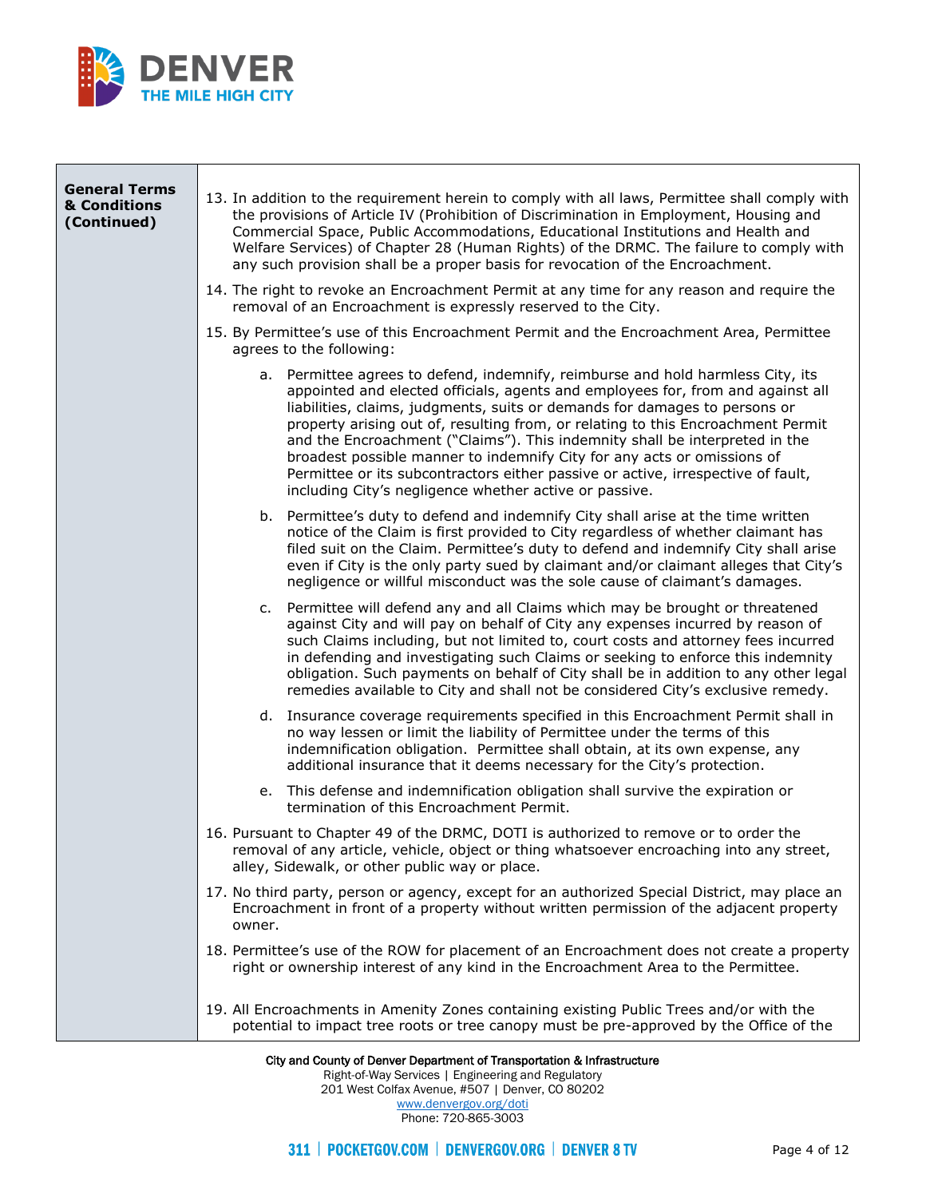**General Terms & Conditions (Continued)**

13. In addition to the requirement herein to comply with all laws, Permittee shall comply with the provisions of Article IV (Prohibition of Discrimination in Employment, Housing and Commercial Space, Public Accommodations, Educational Institutions and Health and Welfare Services) of Chapter 28 (Human Rights) of the DRMC. The failure to comply with any such provision shall be a proper basis for revocation of the Encroachment.

14. The right to revoke an Encroachment Permit at any time for any reason and require the removal of an Encroachment is expressly reserved to the City.

15. By Permittee's use of this Encroachment Permit and the Encroachment Area, Permittee agrees to the following:

    a. Permittee agrees to defend, indemnify, reimburse and hold harmless City, its appointed and elected officials, agents and employees for, from and against all liabilities, claims, judgments, suits or demands for damages to persons or property arising out of, resulting from, or relating to this Encroachment Permit and the Encroachment ("Claims"). This indemnity shall be interpreted in the broadest possible manner to indemnify City for any acts or omissions of Permittee or its subcontractors either passive or active, irrespective of fault, including City's negligence whether active or passive.

    b. Permittee's duty to defend and indemnify City shall arise at the time written notice of the Claim is first provided to City regardless of whether claimant has filed suit on the Claim. Permittee's duty to defend and indemnify City shall arise even if City is the only party sued by claimant and/or claimant alleges that City's negligence or willful misconduct was the sole cause of claimant's damages.

    c. Permittee will defend any and all Claims which may be brought or threatened against City and will pay on behalf of City any expenses incurred by reason of such Claims including, but not limited to, court costs and attorney fees incurred in defending and investigating such Claims or seeking to enforce this indemnity obligation. Such payments on behalf of City shall be in addition to any other legal remedies available to City and shall not be considered City's exclusive remedy.

    d. Insurance coverage requirements specified in this Encroachment Permit shall in no way lessen or limit the liability of Permittee under the terms of this indemnification obligation. Permittee shall obtain, at its own expense, any additional insurance that it deems necessary for the City's protection.

    e. This defense and indemnification obligation shall survive the expiration or termination of this Encroachment Permit.

16. Pursuant to Chapter 49 of the DRMC, DOTI is authorized to remove or to order the removal of any article, vehicle, object or thing whatsoever encroaching into any street, alley, Sidewalk, or other public way or place.

17. No third party, person or agency, except for an authorized Special District, may place an Encroachment in front of a property without written permission of the adjacent property owner.

18. Permittee's use of the ROW for placement of an Encroachment does not create a property right or ownership interest of any kind in the Encroachment Area to the Permittee.

19. All Encroachments in Amenity Zones containing existing Public Trees and/or with the potential to impact tree roots or tree canopy must be pre-approved by the Office of the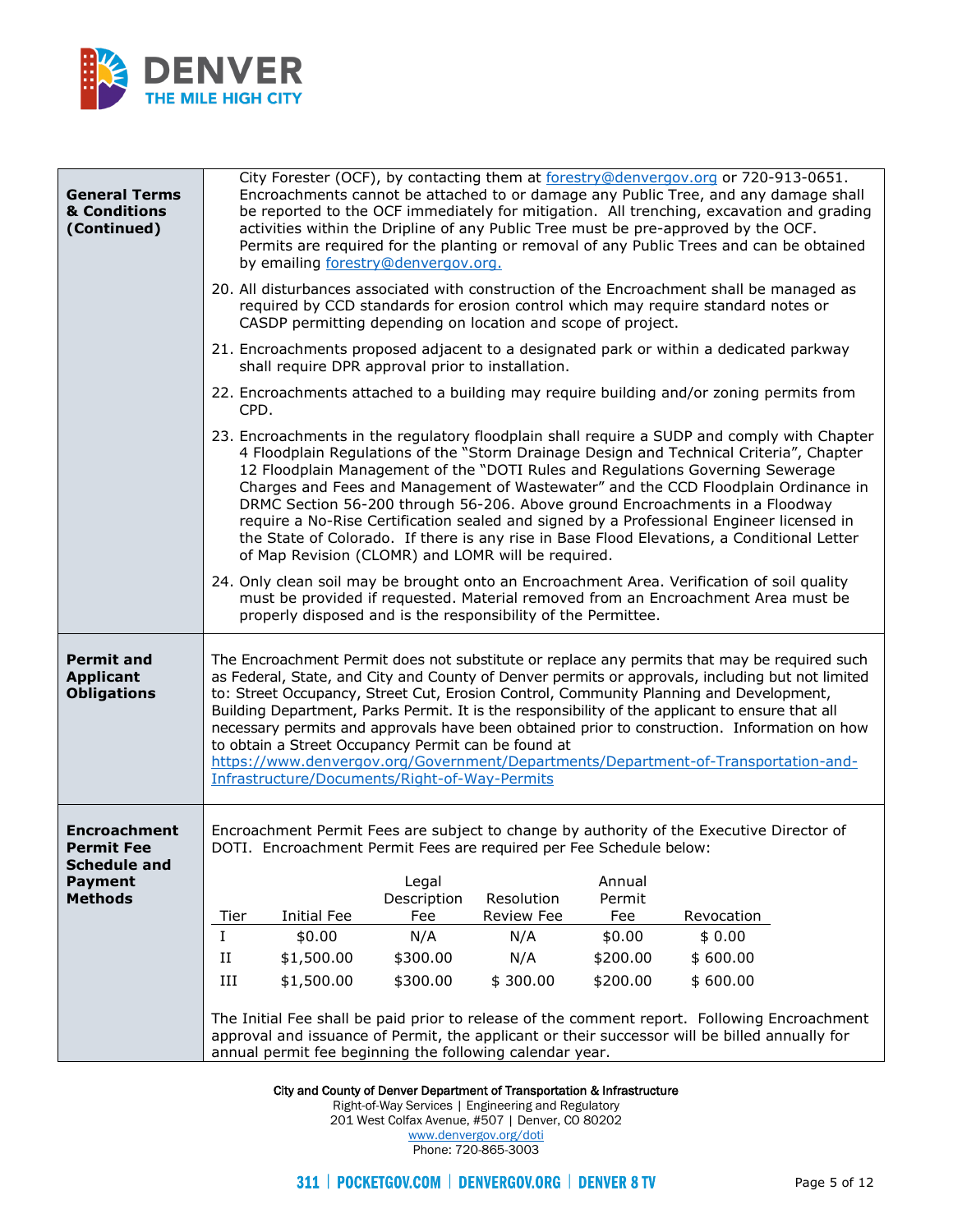**General Terms & Conditions (Continued)**

City Forester (OCF), by contacting them at [forestry@denvergov.org](mailto:forestry@denvergov.org) or 720-913-0651. Encroachments cannot be attached to or damage any Public Tree, and any damage shall be reported to the OCF immediately for mitigation. All trenching, excavation and grading activities within the Dripline of any Public Tree must be pre-approved by the OCF. Permits are required for the planting or removal of any Public Trees and can be obtained by emailing [forestry@denvergov.org.](mailto:forestry@denvergov.org)

20. All disturbances associated with construction of the Encroachment shall be managed as required by CCD standards for erosion control which may require standard notes or CASDP permitting depending on location and scope of project.

21. Encroachments proposed adjacent to a designated park or within a dedicated parkway shall require DPR approval prior to installation.

22. Encroachments attached to a building may require building and/or zoning permits from CPD.

23. Encroachments in the regulatory floodplain shall require a SUDP and comply with Chapter 4 Floodplain Regulations of the "Storm Drainage Design and Technical Criteria", Chapter 12 Floodplain Management of the "DOTI Rules and Regulations Governing Sewerage Charges and Fees and Management of Wastewater" and the CCD Floodplain Ordinance in DRMC Section 56-200 through 56-206. Above ground Encroachments in a Floodway require a No-Rise Certification sealed and signed by a Professional Engineer licensed in the State of Colorado. If there is any rise in Base Flood Elevations, a Conditional Letter of Map Revision (CLOMR) and LOMR will be required.

24. Only clean soil may be brought onto an Encroachment Area. Verification of soil quality must be provided if requested. Material removed from an Encroachment Area must be properly disposed and is the responsibility of the Permittee.

**Permit and Applicant Obligations**

The Encroachment Permit does not substitute or replace any permits that may be required such as Federal, State, and City and County of Denver permits or approvals, including but not limited to: Street Occupancy, Street Cut, Erosion Control, Community Planning and Development, Building Department, Parks Permit. It is the responsibility of the applicant to ensure that all necessary permits and approvals have been obtained prior to construction. Information on how to obtain a Street Occupancy Permit can be found at [https://www.denvergov.org/Government/Departments/Department-of-Transportation-and-Infrastructure/Documents/Right-of-Way-Permits](https://www.denvergov.org/Government/Departments/Department-of-Transportation-and-Infrastructure/Documents/Right-of-Way-Permits)

**Encroachment Permit Fee Schedule and Payment Methods**

Encroachment Permit Fees are subject to change by authority of the Executive Director of DOTI. Encroachment Permit Fees are required per Fee Schedule below:

| Tier | Initial Fee | Legal Description Fee | Resolution Review Fee | Annual Permit Fee | Revocation |
|---|---|---|---|---|---|
| I | $0.00 | N/A | N/A | $0.00 | $ 0.00 |
| II | $1,500.00 | $300.00 | N/A | $200.00 | $ 600.00 |
| III | $1,500.00 | $300.00 | $ 300.00 | $200.00 | $ 600.00 |

The Initial Fee shall be paid prior to release of the comment report. Following Encroachment approval and issuance of Permit, the applicant or their successor will be billed annually for annual permit fee beginning the following calendar year.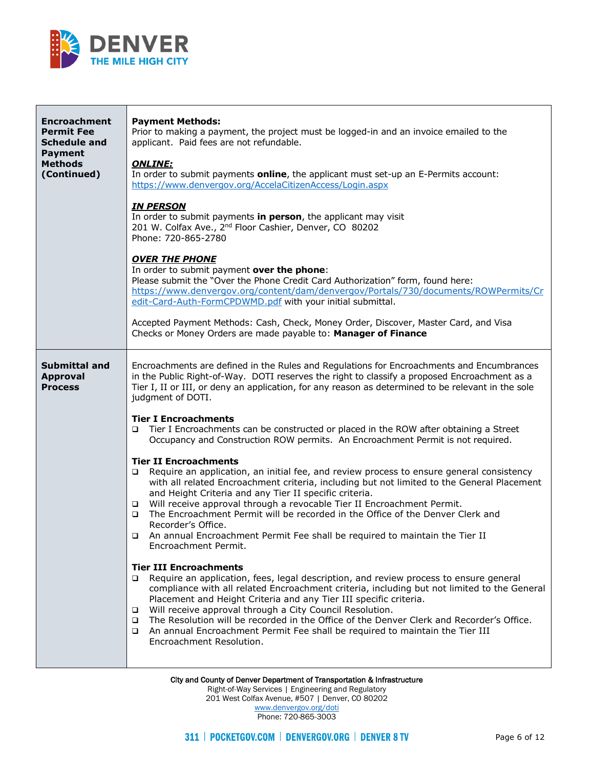| | |
|---|---|
| **Encroachment Permit Fee Schedule and Payment Methods (Continued)** | **Payment Methods:**<br>Prior to making a payment, the project must be logged-in and an invoice emailed to the applicant. Paid fees are not refundable.<br><br>***ONLINE:***<br>In order to submit payments **online**, the applicant must set-up an E-Permits account: https://www.denvergov.org/AccelaCitizenAccess/Login.aspx<br><br>***IN PERSON***<br>In order to submit payments **in person**, the applicant may visit<br>201 W. Colfax Ave., 2nd Floor Cashier, Denver, CO 80202<br>Phone: 720-865-2780<br><br>***OVER THE PHONE***<br>In order to submit payment **over the phone**:<br>Please submit the "Over the Phone Credit Card Authorization" form, found here: https://www.denvergov.org/content/dam/denvergov/Portals/730/documents/ROWPermits/Credit-Card-Auth-FormCPDWMD.pdf with your initial submittal.<br><br>Accepted Payment Methods: Cash, Check, Money Order, Discover, Master Card, and Visa<br>Checks or Money Orders are made payable to: **Manager of Finance** |
| **Submittal and Approval Process** | Encroachments are defined in the Rules and Regulations for Encroachments and Encumbrances in the Public Right-of-Way. DOTI reserves the right to classify a proposed Encroachment as a Tier I, II or III, or deny an application, for any reason as determined to be relevant in the sole judgment of DOTI.<br><br>**Tier I Encroachments**<br>❑ Tier I Encroachments can be constructed or placed in the ROW after obtaining a Street Occupancy and Construction ROW permits. An Encroachment Permit is not required.<br><br>**Tier II Encroachments**<br>❑ Require an application, an initial fee, and review process to ensure general consistency with all related Encroachment criteria, including but not limited to the General Placement and Height Criteria and any Tier II specific criteria.<br>❑ Will receive approval through a revocable Tier II Encroachment Permit.<br>❑ The Encroachment Permit will be recorded in the Office of the Denver Clerk and Recorder's Office.<br>❑ An annual Encroachment Permit Fee shall be required to maintain the Tier II Encroachment Permit.<br><br>**Tier III Encroachments**<br>❑ Require an application, fees, legal description, and review process to ensure general compliance with all related Encroachment criteria, including but not limited to the General Placement and Height Criteria and any Tier III specific criteria.<br>❑ Will receive approval through a City Council Resolution.<br>❑ The Resolution will be recorded in the Office of the Denver Clerk and Recorder's Office.<br>❑ An annual Encroachment Permit Fee shall be required to maintain the Tier III Encroachment Resolution. |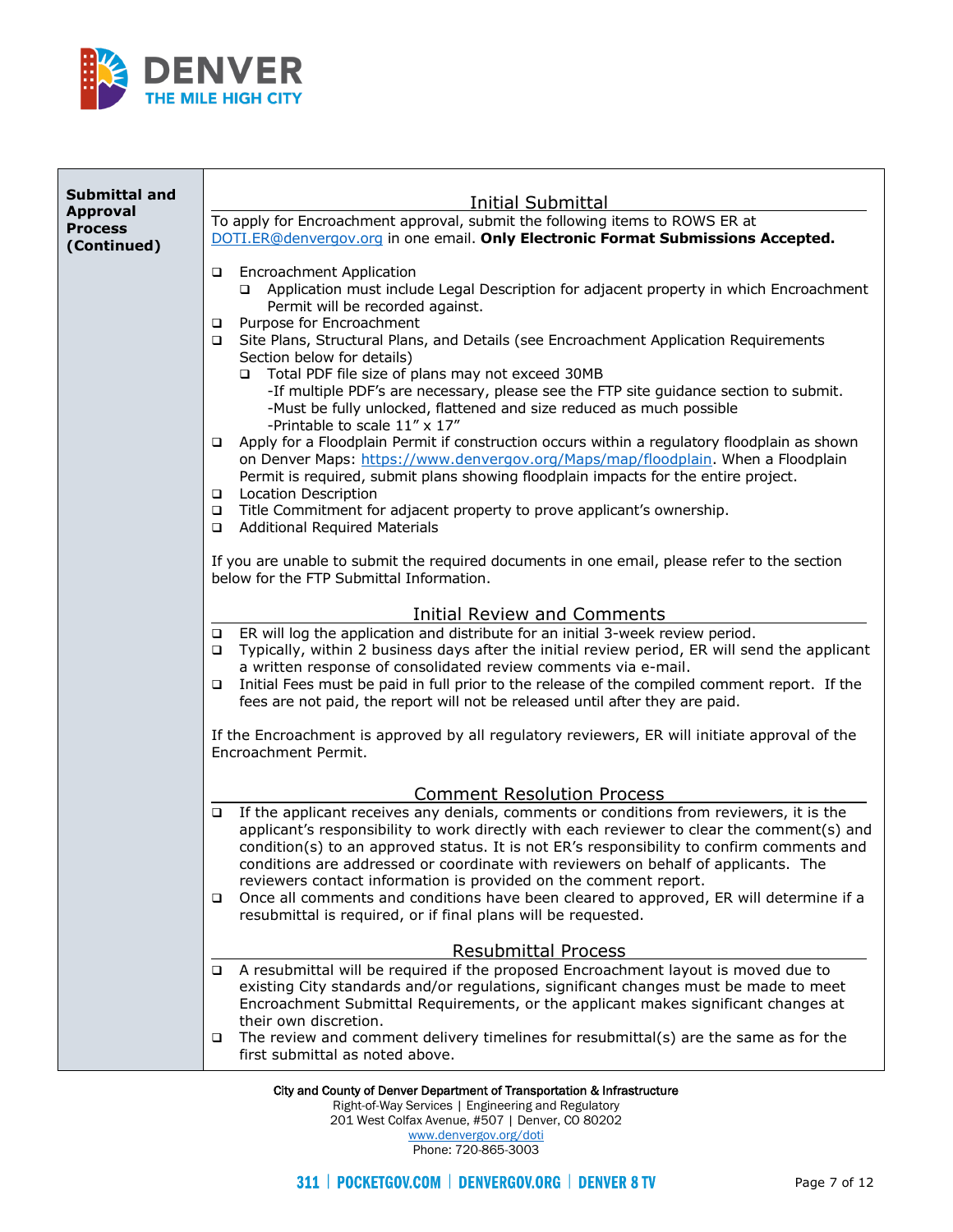**Submittal and Approval Process (Continued)**

## Initial Submittal

To apply for Encroachment approval, submit the following items to ROWS ER at DOTI.ER@denvergov.org in one email. **Only Electronic Format Submissions Accepted.**

- Encroachment Application
  - Application must include Legal Description for adjacent property in which Encroachment Permit will be recorded against.
- Purpose for Encroachment
- Site Plans, Structural Plans, and Details (see Encroachment Application Requirements Section below for details)
  - Total PDF file size of plans may not exceed 30MB
    - -If multiple PDF's are necessary, please see the FTP site guidance section to submit.
    - -Must be fully unlocked, flattened and size reduced as much possible
    - -Printable to scale 11" x 17"
- Apply for a Floodplain Permit if construction occurs within a regulatory floodplain as shown on Denver Maps: https://www.denvergov.org/Maps/map/floodplain. When a Floodplain Permit is required, submit plans showing floodplain impacts for the entire project.
- Location Description
- Title Commitment for adjacent property to prove applicant's ownership.
- Additional Required Materials

If you are unable to submit the required documents in one email, please refer to the section below for the FTP Submittal Information.

## Initial Review and Comments

- ER will log the application and distribute for an initial 3-week review period.
- Typically, within 2 business days after the initial review period, ER will send the applicant a written response of consolidated review comments via e-mail.
- Initial Fees must be paid in full prior to the release of the compiled comment report. If the fees are not paid, the report will not be released until after they are paid.

If the Encroachment is approved by all regulatory reviewers, ER will initiate approval of the Encroachment Permit.

## Comment Resolution Process

- If the applicant receives any denials, comments or conditions from reviewers, it is the applicant's responsibility to work directly with each reviewer to clear the comment(s) and condition(s) to an approved status. It is not ER's responsibility to confirm comments and conditions are addressed or coordinate with reviewers on behalf of applicants. The reviewers contact information is provided on the comment report.
- Once all comments and conditions have been cleared to approved, ER will determine if a resubmittal is required, or if final plans will be requested.

## Resubmittal Process

- A resubmittal will be required if the proposed Encroachment layout is moved due to existing City standards and/or regulations, significant changes must be made to meet Encroachment Submittal Requirements, or the applicant makes significant changes at their own discretion.
- The review and comment delivery timelines for resubmittal(s) are the same as for the first submittal as noted above.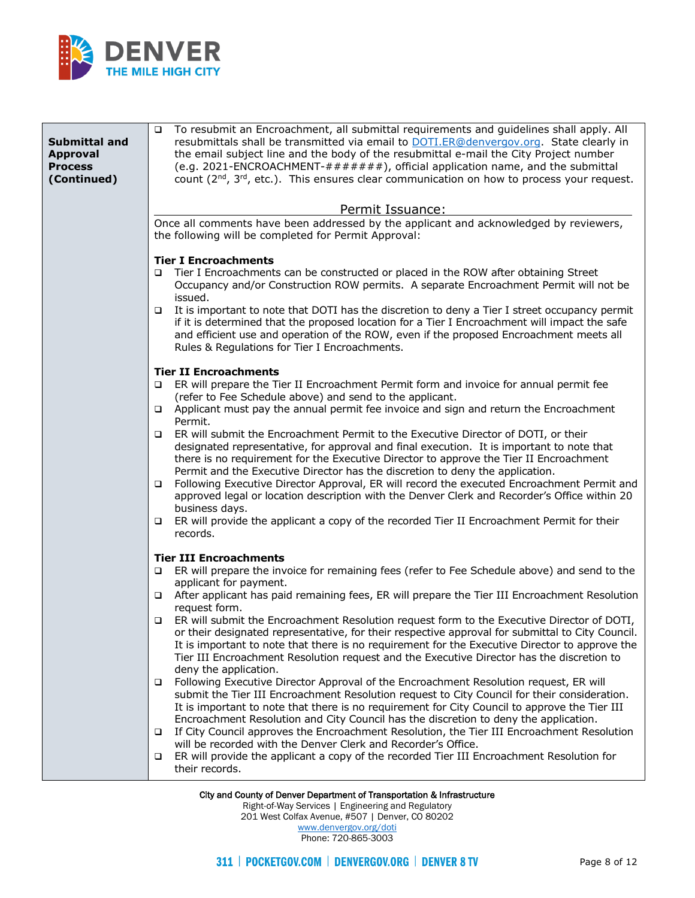| | |
|---|---|
| **Submittal and Approval Process (Continued)** | ❑ To resubmit an Encroachment, all submittal requirements and guidelines shall apply. All resubmittals shall be transmitted via email to [DOTI.ER@denvergov.org](mailto:DOTI.ER@denvergov.org). State clearly in the email subject line and the body of the resubmittal e-mail the City Project number (e.g. 2021-ENCROACHMENT-#######), official application name, and the submittal count (2nd, 3rd, etc.). This ensures clear communication on how to process your request.<br><br>Permit Issuance:<br><br>Once all comments have been addressed by the applicant and acknowledged by reviewers, the following will be completed for Permit Approval:<br><br>**Tier I Encroachments**<br>❑ Tier I Encroachments can be constructed or placed in the ROW after obtaining Street Occupancy and/or Construction ROW permits. A separate Encroachment Permit will not be issued.<br>❑ It is important to note that DOTI has the discretion to deny a Tier I street occupancy permit if it is determined that the proposed location for a Tier I Encroachment will impact the safe and efficient use and operation of the ROW, even if the proposed Encroachment meets all Rules & Regulations for Tier I Encroachments.<br><br>**Tier II Encroachments**<br>❑ ER will prepare the Tier II Encroachment Permit form and invoice for annual permit fee (refer to Fee Schedule above) and send to the applicant.<br>❑ Applicant must pay the annual permit fee invoice and sign and return the Encroachment Permit.<br>❑ ER will submit the Encroachment Permit to the Executive Director of DOTI, or their designated representative, for approval and final execution. It is important to note that there is no requirement for the Executive Director to approve the Tier II Encroachment Permit and the Executive Director has the discretion to deny the application.<br>❑ Following Executive Director Approval, ER will record the executed Encroachment Permit and approved legal or location description with the Denver Clerk and Recorder's Office within 20 business days.<br>❑ ER will provide the applicant a copy of the recorded Tier II Encroachment Permit for their records.<br><br>**Tier III Encroachments**<br>❑ ER will prepare the invoice for remaining fees (refer to Fee Schedule above) and send to the applicant for payment.<br>❑ After applicant has paid remaining fees, ER will prepare the Tier III Encroachment Resolution request form.<br>❑ ER will submit the Encroachment Resolution request form to the Executive Director of DOTI, or their designated representative, for their respective approval for submittal to City Council. It is important to note that there is no requirement for the Executive Director to approve the Tier III Encroachment Resolution request and the Executive Director has the discretion to deny the application.<br>❑ Following Executive Director Approval of the Encroachment Resolution request, ER will submit the Tier III Encroachment Resolution request to City Council for their consideration. It is important to note that there is no requirement for City Council to approve the Tier III Encroachment Resolution and City Council has the discretion to deny the application.<br>❑ If City Council approves the Encroachment Resolution, the Tier III Encroachment Resolution will be recorded with the Denver Clerk and Recorder's Office.<br>❑ ER will provide the applicant a copy of the recorded Tier III Encroachment Resolution for their records. |

City and County of Denver Department of Transportation & Infrastructure
Right-of-Way Services | Engineering and Regulatory
201 West Colfax Avenue, #507 | Denver, CO 80202
www.denvergov.org/doti
Phone: 720-865-3003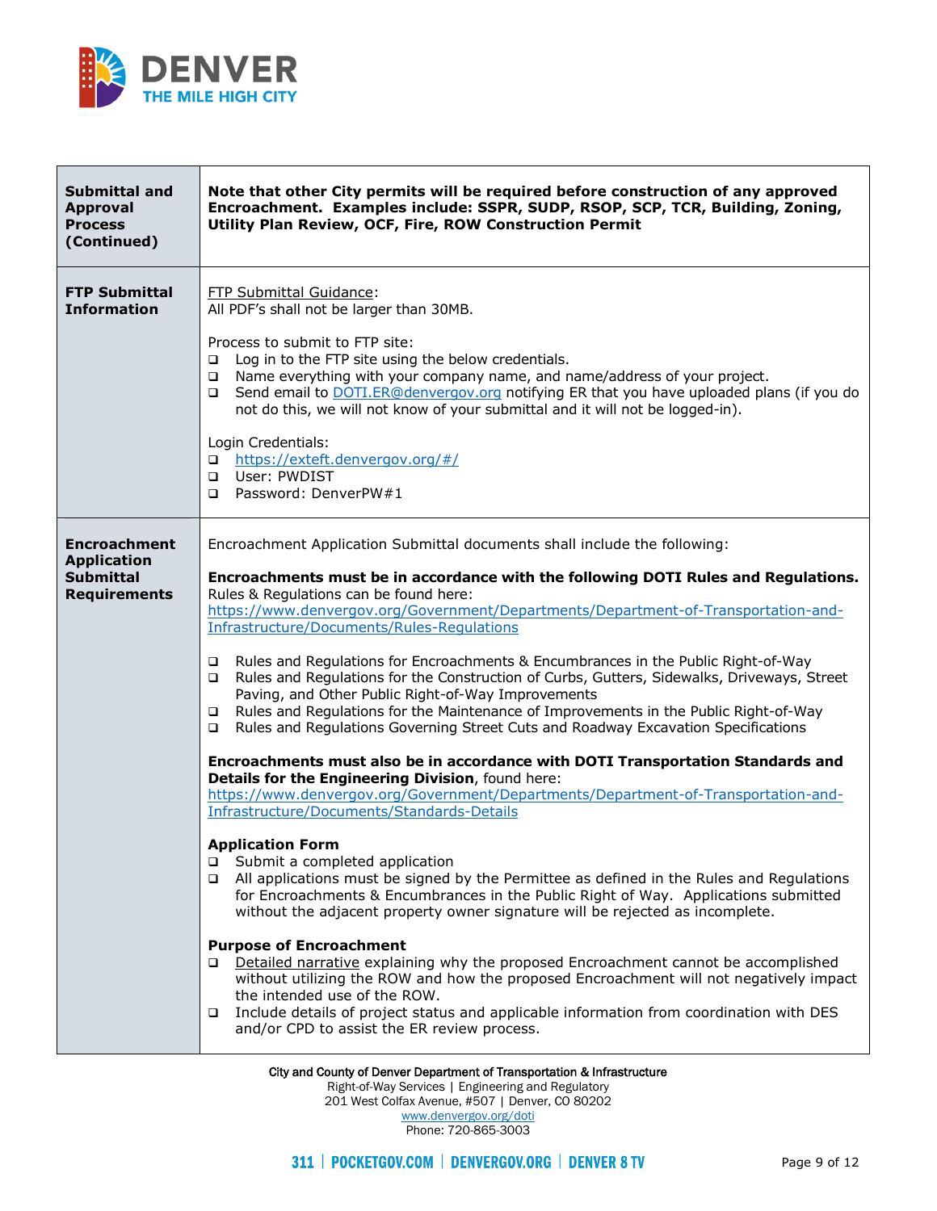| | |
|---|---|
| **Submittal and Approval Process (Continued)** | **Note that other City permits will be required before construction of any approved Encroachment. Examples include: SSPR, SUDP, RSOP, SCP, TCR, Building, Zoning, Utility Plan Review, OCF, Fire, ROW Construction Permit** |
| **FTP Submittal Information** | FTP Submittal Guidance:<br>All PDF's shall not be larger than 30MB.<br><br>Process to submit to FTP site:<br>❑ Log in to the FTP site using the below credentials.<br>❑ Name everything with your company name, and name/address of your project.<br>❑ Send email to DOTI.ER@denvergov.org notifying ER that you have uploaded plans (if you do not do this, we will not know of your submittal and it will not be logged-in).<br><br>Login Credentials:<br>❑ https://exteft.denvergov.org/#/<br>❑ User: PWDIST<br>❑ Password: DenverPW#1 |
| **Encroachment Application Submittal Requirements** | Encroachment Application Submittal documents shall include the following:<br><br>**Encroachments must be in accordance with the following DOTI Rules and Regulations.** Rules & Regulations can be found here: https://www.denvergov.org/Government/Departments/Department-of-Transportation-and-Infrastructure/Documents/Rules-Regulations<br><br>❑ Rules and Regulations for Encroachments & Encumbrances in the Public Right-of-Way<br>❑ Rules and Regulations for the Construction of Curbs, Gutters, Sidewalks, Driveways, Street Paving, and Other Public Right-of-Way Improvements<br>❑ Rules and Regulations for the Maintenance of Improvements in the Public Right-of-Way<br>❑ Rules and Regulations Governing Street Cuts and Roadway Excavation Specifications<br><br>**Encroachments must also be in accordance with DOTI Transportation Standards and Details for the Engineering Division**, found here: https://www.denvergov.org/Government/Departments/Department-of-Transportation-and-Infrastructure/Documents/Standards-Details<br><br>**Application Form**<br>❑ Submit a completed application<br>❑ All applications must be signed by the Permittee as defined in the Rules and Regulations for Encroachments & Encumbrances in the Public Right of Way. Applications submitted without the adjacent property owner signature will be rejected as incomplete.<br><br>**Purpose of Encroachment**<br>❑ Detailed narrative explaining why the proposed Encroachment cannot be accomplished without utilizing the ROW and how the proposed Encroachment will not negatively impact the intended use of the ROW.<br>❑ Include details of project status and applicable information from coordination with DES and/or CPD to assist the ER review process. |

City and County of Denver Department of Transportation & Infrastructure
Right-of-Way Services | Engineering and Regulatory
201 West Colfax Avenue, #507 | Denver, CO 80202
www.denvergov.org/doti
Phone: 720-865-3003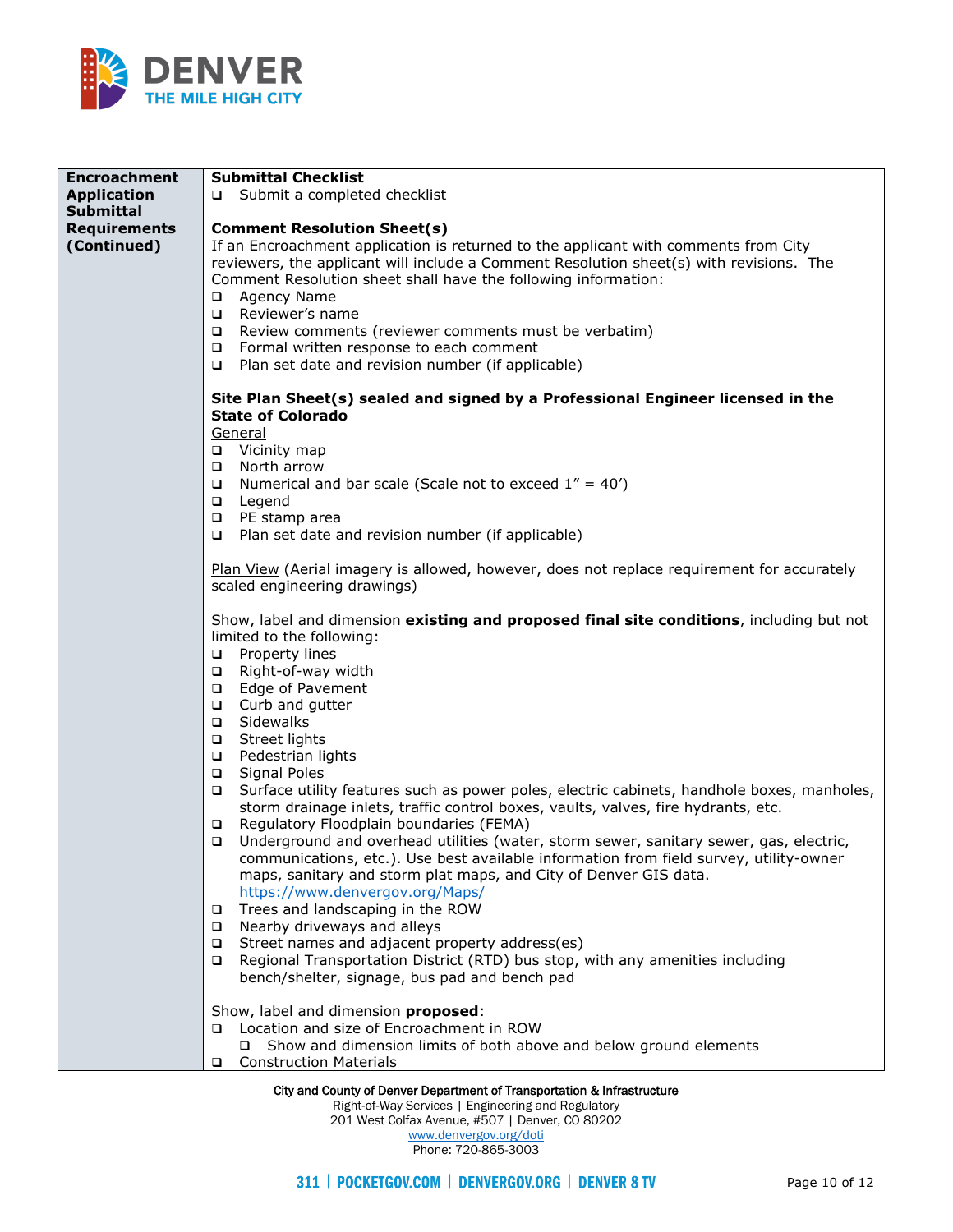| Encroachment Application Submittal Requirements (Continued) | |
|---|---|

**Encroachment Application Submittal Requirements (Continued)**

**Submittal Checklist**

- ☐ Submit a completed checklist

**Comment Resolution Sheet(s)**

If an Encroachment application is returned to the applicant with comments from City reviewers, the applicant will include a Comment Resolution sheet(s) with revisions. The Comment Resolution sheet shall have the following information:

- ☐ Agency Name
- ☐ Reviewer's name
- ☐ Review comments (reviewer comments must be verbatim)
- ☐ Formal written response to each comment
- ☐ Plan set date and revision number (if applicable)

**Site Plan Sheet(s) sealed and signed by a Professional Engineer licensed in the State of Colorado**

General

- ☐ Vicinity map
- ☐ North arrow
- ☐ Numerical and bar scale (Scale not to exceed 1" = 40')
- ☐ Legend
- ☐ PE stamp area
- ☐ Plan set date and revision number (if applicable)

Plan View (Aerial imagery is allowed, however, does not replace requirement for accurately scaled engineering drawings)

Show, label and dimension **existing and proposed final site conditions**, including but not limited to the following:

- ☐ Property lines
- ☐ Right-of-way width
- ☐ Edge of Pavement
- ☐ Curb and gutter
- ☐ Sidewalks
- ☐ Street lights
- ☐ Pedestrian lights
- ☐ Signal Poles
- ☐ Surface utility features such as power poles, electric cabinets, handhole boxes, manholes, storm drainage inlets, traffic control boxes, vaults, valves, fire hydrants, etc.
- ☐ Regulatory Floodplain boundaries (FEMA)
- ☐ Underground and overhead utilities (water, storm sewer, sanitary sewer, gas, electric, communications, etc.). Use best available information from field survey, utility-owner maps, sanitary and storm plat maps, and City of Denver GIS data. https://www.denvergov.org/Maps/
- ☐ Trees and landscaping in the ROW
- ☐ Nearby driveways and alleys
- ☐ Street names and adjacent property address(es)
- ☐ Regional Transportation District (RTD) bus stop, with any amenities including bench/shelter, signage, bus pad and bench pad

Show, label and dimension **proposed**:

- ☐ Location and size of Encroachment in ROW
  - ☐ Show and dimension limits of both above and below ground elements
- ☐ Construction Materials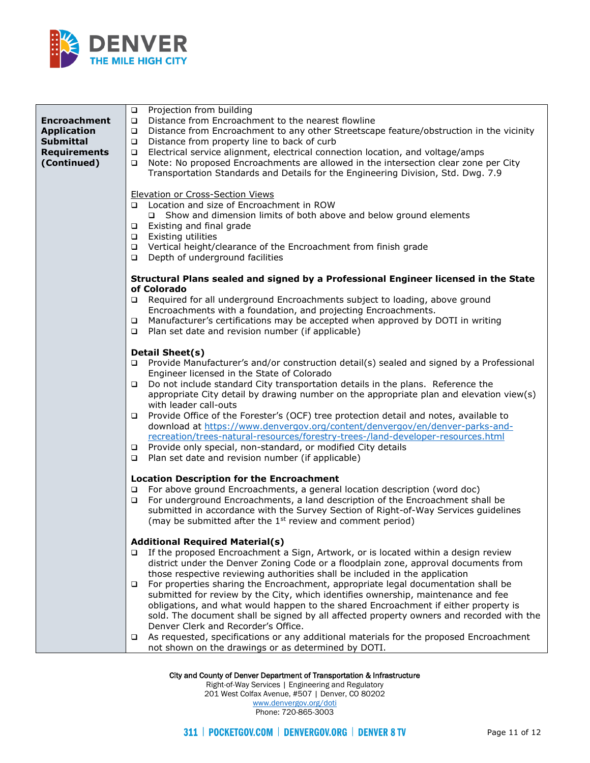| | |
|---|---|
| **Encroachment Application Submittal Requirements (Continued)** | ❑ Projection from building<br>❑ Distance from Encroachment to the nearest flowline<br>❑ Distance from Encroachment to any other Streetscape feature/obstruction in the vicinity<br>❑ Distance from property line to back of curb<br>❑ Electrical service alignment, electrical connection location, and voltage/amps<br>❑ Note: No proposed Encroachments are allowed in the intersection clear zone per City Transportation Standards and Details for the Engineering Division, Std. Dwg. 7.9<br><br><u>Elevation or Cross-Section Views</u><br>❑ Location and size of Encroachment in ROW<br>&nbsp;&nbsp;&nbsp;&nbsp;❑ Show and dimension limits of both above and below ground elements<br>❑ Existing and final grade<br>❑ Existing utilities<br>❑ Vertical height/clearance of the Encroachment from finish grade<br>❑ Depth of underground facilities<br><br>**Structural Plans sealed and signed by a Professional Engineer licensed in the State of Colorado**<br>❑ Required for all underground Encroachments subject to loading, above ground Encroachments with a foundation, and projecting Encroachments.<br>❑ Manufacturer's certifications may be accepted when approved by DOTI in writing<br>❑ Plan set date and revision number (if applicable)<br><br>**Detail Sheet(s)**<br>❑ Provide Manufacturer's and/or construction detail(s) sealed and signed by a Professional Engineer licensed in the State of Colorado<br>❑ Do not include standard City transportation details in the plans. Reference the appropriate City detail by drawing number on the appropriate plan and elevation view(s) with leader call-outs<br>❑ Provide Office of the Forester's (OCF) tree protection detail and notes, available to download at https://www.denvergov.org/content/denvergov/en/denver-parks-and-recreation/trees-natural-resources/forestry-trees-/land-developer-resources.html<br>❑ Provide only special, non-standard, or modified City details<br>❑ Plan set date and revision number (if applicable)<br><br>**Location Description for the Encroachment**<br>❑ For above ground Encroachments, a general location description (word doc)<br>❑ For underground Encroachments, a land description of the Encroachment shall be submitted in accordance with the Survey Section of Right-of-Way Services guidelines (may be submitted after the 1st review and comment period)<br><br>**Additional Required Material(s)**<br>❑ If the proposed Encroachment a Sign, Artwork, or is located within a design review district under the Denver Zoning Code or a floodplain zone, approval documents from those respective reviewing authorities shall be included in the application<br>❑ For properties sharing the Encroachment, appropriate legal documentation shall be submitted for review by the City, which identifies ownership, maintenance and fee obligations, and what would happen to the shared Encroachment if either property is sold. The document shall be signed by all affected property owners and recorded with the Denver Clerk and Recorder's Office.<br>❑ As requested, specifications or any additional materials for the proposed Encroachment not shown on the drawings or as determined by DOTI. |

City and County of Denver Department of Transportation & Infrastructure
Right-of-Way Services | Engineering and Regulatory
201 West Colfax Avenue, #507 | Denver, CO 80202
www.denvergov.org/doti
Phone: 720-865-3003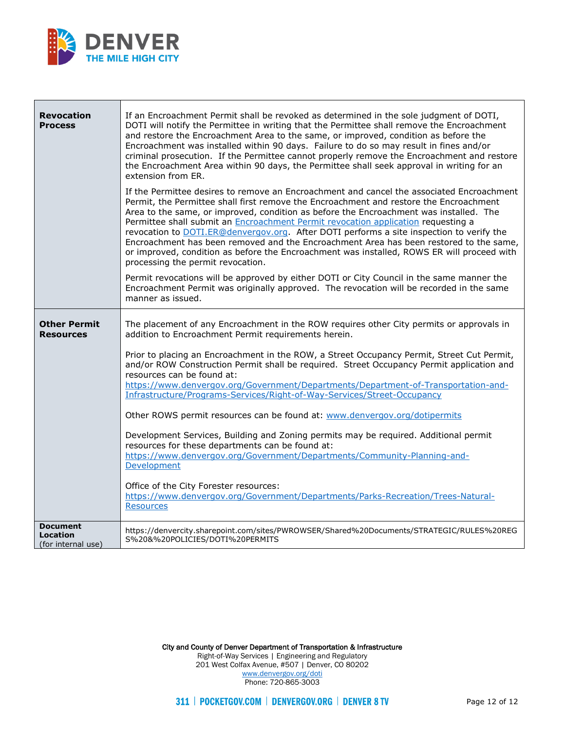| | |
|---|---|
| **Revocation Process** | If an Encroachment Permit shall be revoked as determined in the sole judgment of DOTI, DOTI will notify the Permittee in writing that the Permittee shall remove the Encroachment and restore the Encroachment Area to the same, or improved, condition as before the Encroachment was installed within 90 days. Failure to do so may result in fines and/or criminal prosecution. If the Permittee cannot properly remove the Encroachment and restore the Encroachment Area within 90 days, the Permittee shall seek approval in writing for an extension from ER.<br><br>If the Permittee desires to remove an Encroachment and cancel the associated Encroachment Permit, the Permittee shall first remove the Encroachment and restore the Encroachment Area to the same, or improved, condition as before the Encroachment was installed. The Permittee shall submit an Encroachment Permit revocation application requesting a revocation to DOTI.ER@denvergov.org. After DOTI performs a site inspection to verify the Encroachment has been removed and the Encroachment Area has been restored to the same, or improved, condition as before the Encroachment was installed, ROWS ER will proceed with processing the permit revocation.<br><br>Permit revocations will be approved by either DOTI or City Council in the same manner the Encroachment Permit was originally approved. The revocation will be recorded in the same manner as issued. |
| **Other Permit Resources** | The placement of any Encroachment in the ROW requires other City permits or approvals in addition to Encroachment Permit requirements herein.<br><br>Prior to placing an Encroachment in the ROW, a Street Occupancy Permit, Street Cut Permit, and/or ROW Construction Permit shall be required. Street Occupancy Permit application and resources can be found at: https://www.denvergov.org/Government/Departments/Department-of-Transportation-and-Infrastructure/Programs-Services/Right-of-Way-Services/Street-Occupancy<br><br>Other ROWS permit resources can be found at: www.denvergov.org/dotipermits<br><br>Development Services, Building and Zoning permits may be required. Additional permit resources for these departments can be found at: https://www.denvergov.org/Government/Departments/Community-Planning-and-Development<br><br>Office of the City Forester resources: https://www.denvergov.org/Government/Departments/Parks-Recreation/Trees-Natural-Resources |
| **Document Location** (for internal use) | https://denvercity.sharepoint.com/sites/PWROWSER/Shared%20Documents/STRATEGIC/RULES%20REGS%20&%20POLICIES/DOTI%20PERMITS |

City and County of Denver Department of Transportation & Infrastructure
Right-of-Way Services | Engineering and Regulatory
201 West Colfax Avenue, #507 | Denver, CO 80202
www.denvergov.org/doti
Phone: 720-865-3003